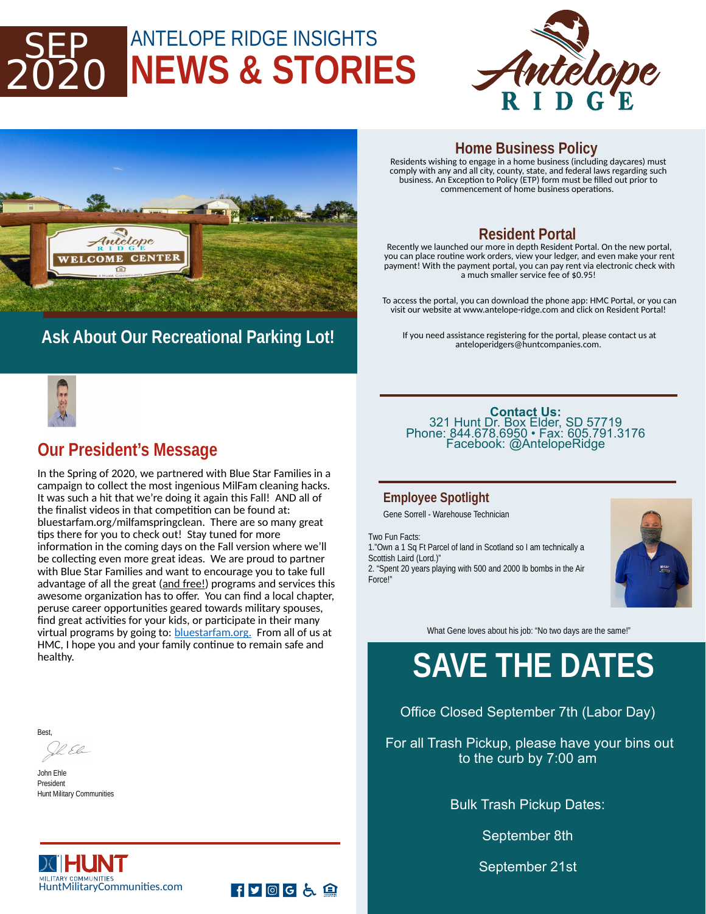# SEP 2020 ANTELOPE RIDGE INSIGHTS NEWS & STORIES

## Ask About Our Recreational Parking Lot!

## Our President's Message

In the Spring of 2020, we partnered with Blue Star Families in a campaign to collect the most ingenious MilFam cleaning hacks. It was such a hit that we're doing it again this Fall! AND all of the finalist videos in that competition can be found at: bluestarfam.org/milfamspringclean. There are so many great tips there for you to check out! Stay tuned for more information in the coming days on the Fall version where we'll be collecting even more great ideas. We are proud to partner with Blue Star Families and want to encourage you to take full advantage of all the great (and free!) programs and services this awesome organization has to offer. You can find a local chapter, peruse career opportunities geared towards military spouses, find great activities for your kids, or participate in their many virtual programs by going to: bluestarfam.org. From all of us at HMC, I hope you and your family continue to remain safe and healthy.

Best,

John Ehle
President
Hunt Military Communities

HUNT MILITARY COMMUNITIES
HuntMilitaryCommunities.com

## Home Business Policy

Residents wishing to engage in a home business (including daycares) must comply with any and all city, county, state, and federal laws regarding such business. An Exception to Policy (ETP) form must be filled out prior to commencement of home business operations.

## Resident Portal

Recently we launched our more in depth Resident Portal. On the new portal, you can place routine work orders, view your ledger, and even make your rent payment! With the payment portal, you can pay rent via electronic check with a much smaller service fee of $0.95!

To access the portal, you can download the phone app: HMC Portal, or you can visit our website at www.antelope-ridge.com and click on Resident Portal!

If you need assistance registering for the portal, please contact us at anteloperidgers@huntcompanies.com.

**Contact Us:**
321 Hunt Dr. Box Elder, SD 57719
Phone: 844.678.6950 • Fax: 605.791.3176
Facebook: @AntelopeRidge

## Employee Spotlight

Gene Sorrell - Warehouse Technician

Two Fun Facts:
1."Own a 1 Sq Ft Parcel of land in Scotland so I am technically a Scottish Laird (Lord.)"
2. "Spent 20 years playing with 500 and 2000 lb bombs in the Air Force!"

What Gene loves about his job: "No two days are the same!"

## SAVE THE DATES

Office Closed September 7th (Labor Day)

For all Trash Pickup, please have your bins out to the curb by 7:00 am

Bulk Trash Pickup Dates:

September 8th

September 21st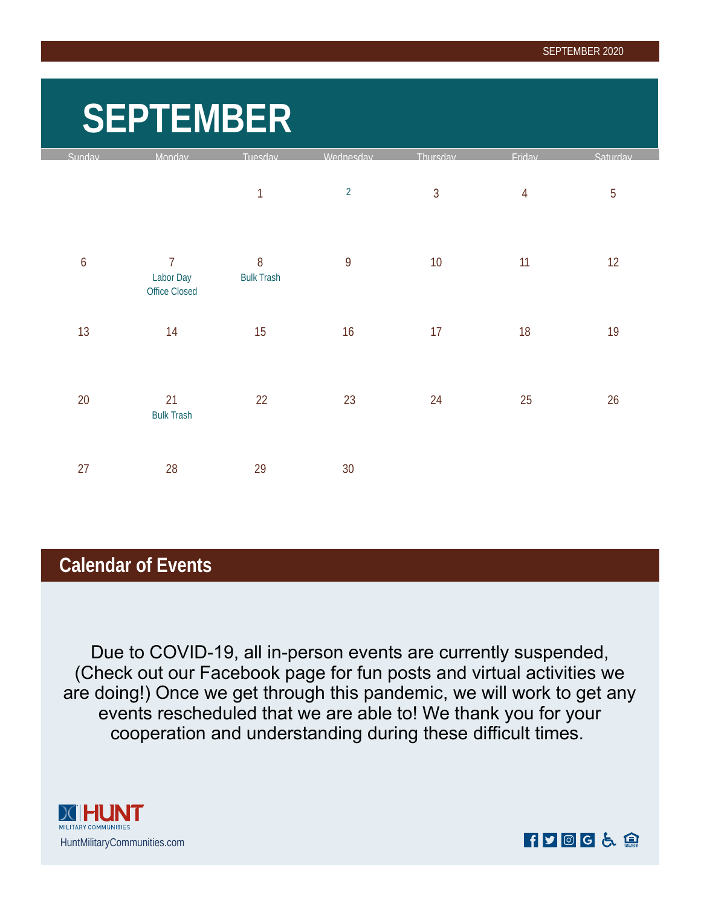# SEPTEMBER

| Sunday | Monday | Tuesday | Wednesday | Thursday | Friday | Saturday |
|---|---|---|---|---|---|---|
| | | 1 | 2 | 3 | 4 | 5 |
| 6 | 7 Labor Day Office Closed | 8 Bulk Trash | 9 | 10 | 11 | 12 |
| 13 | 14 | 15 | 16 | 17 | 18 | 19 |
| 20 | 21 Bulk Trash | 22 | 23 | 24 | 25 | 26 |
| 27 | 28 | 29 | 30 | | | |

## Calendar of Events

Due to COVID-19, all in-person events are currently suspended, (Check out our Facebook page for fun posts and virtual activities we are doing!) Once we get through this pandemic, we will work to get any events rescheduled that we are able to! We thank you for your cooperation and understanding during these difficult times.

HUNT MILITARY COMMUNITIES

HuntMilitaryCommunities.com